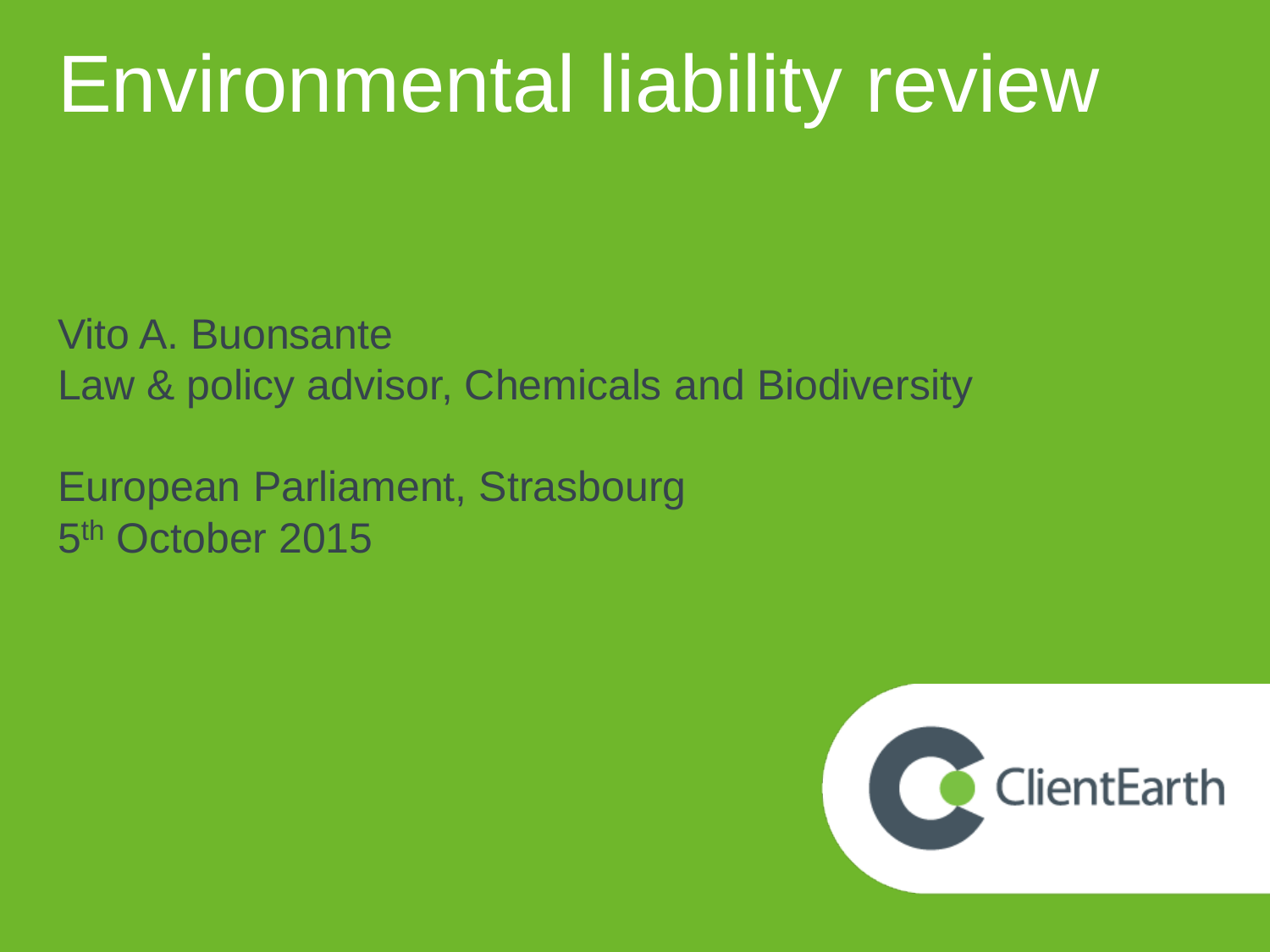# Environmental liability review

Vito A. Buonsante
Law & policy advisor, Chemicals and Biodiversity

European Parliament, Strasbourg
5th October 2015

ClientEarth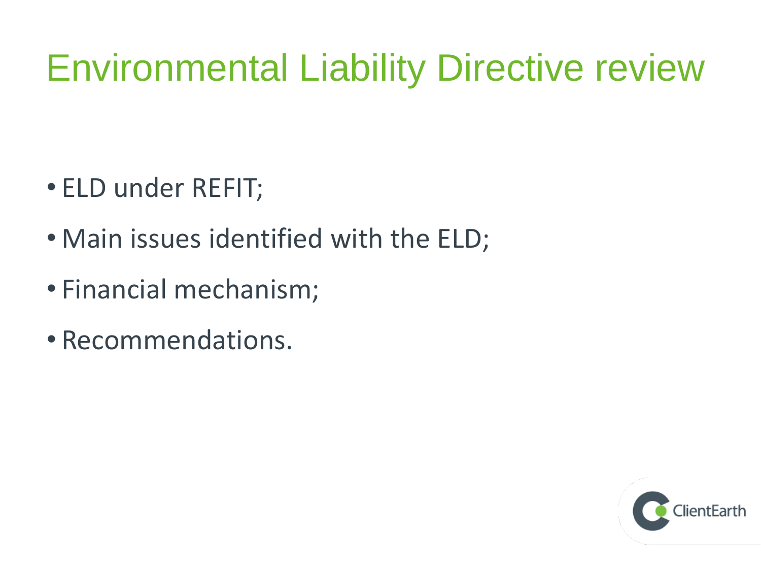# Environmental Liability Directive review

- ELD under REFIT;
- Main issues identified with the ELD;
- Financial mechanism;
- Recommendations.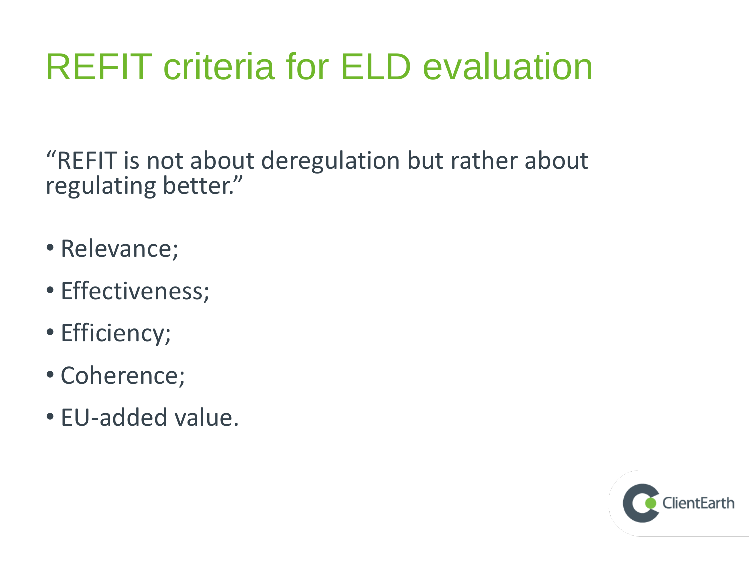# REFIT criteria for ELD evaluation

“REFIT is not about deregulation but rather about regulating better.”

- Relevance;
- Effectiveness;
- Efficiency;
- Coherence;
- EU-added value.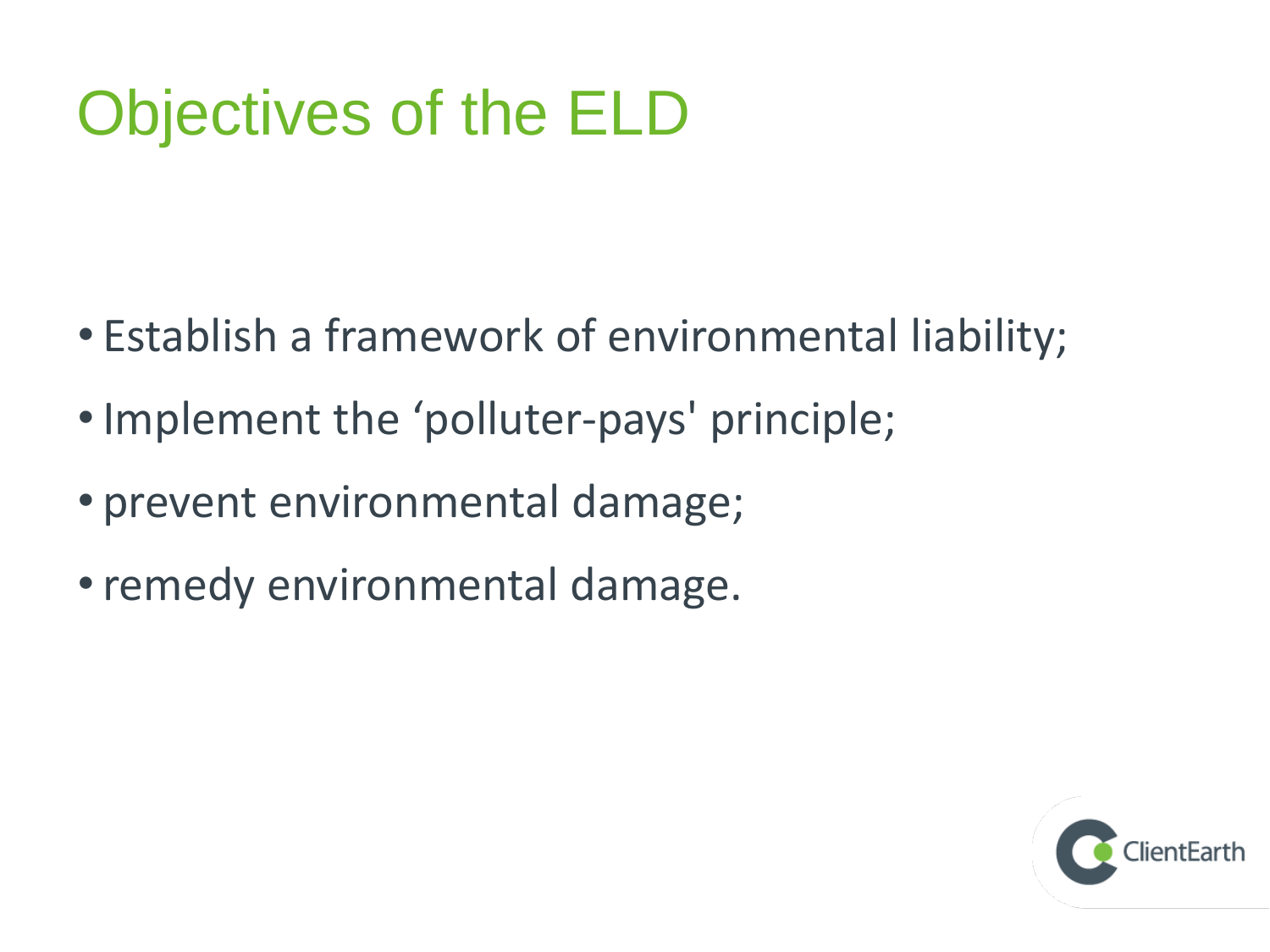# Objectives of the ELD

- Establish a framework of environmental liability;
- Implement the 'polluter-pays' principle;
- prevent environmental damage;
- remedy environmental damage.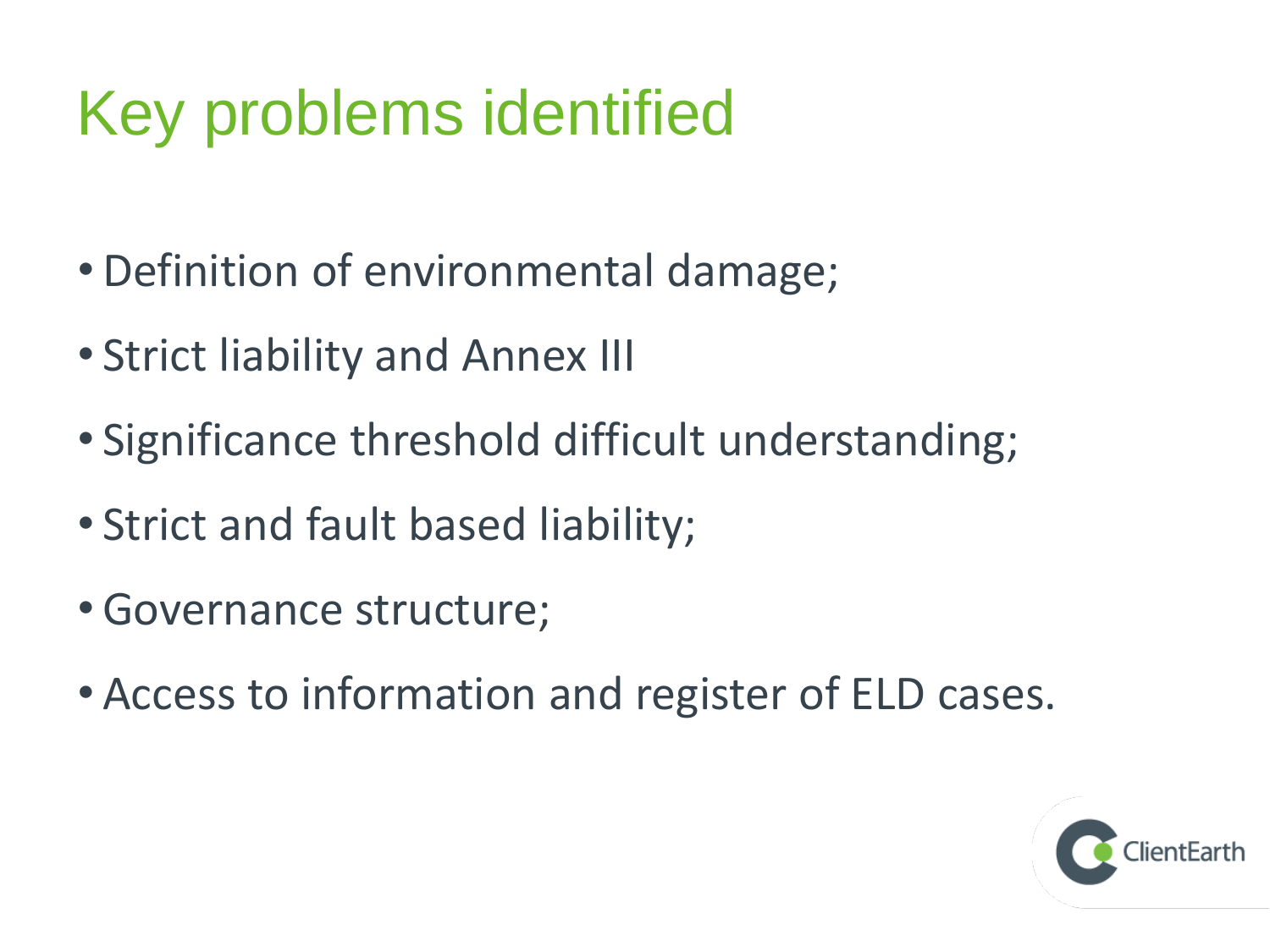# Key problems identified

- Definition of environmental damage;
- Strict liability and Annex III
- Significance threshold difficult understanding;
- Strict and fault based liability;
- Governance structure;
- Access to information and register of ELD cases.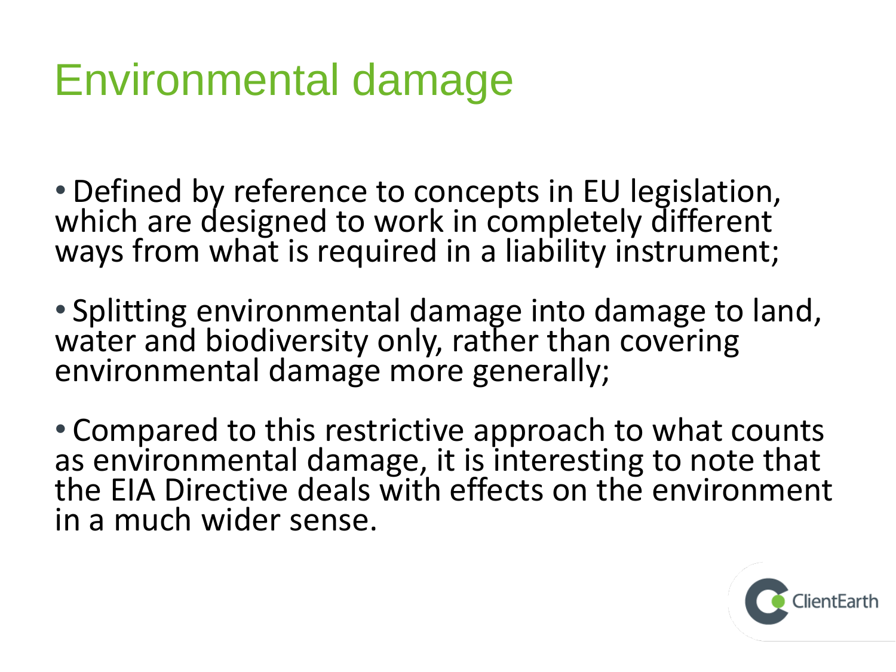# Environmental damage

- Defined by reference to concepts in EU legislation, which are designed to work in completely different ways from what is required in a liability instrument;
- Splitting environmental damage into damage to land, water and biodiversity only, rather than covering environmental damage more generally;
- Compared to this restrictive approach to what counts as environmental damage, it is interesting to note that the EIA Directive deals with effects on the environment in a much wider sense.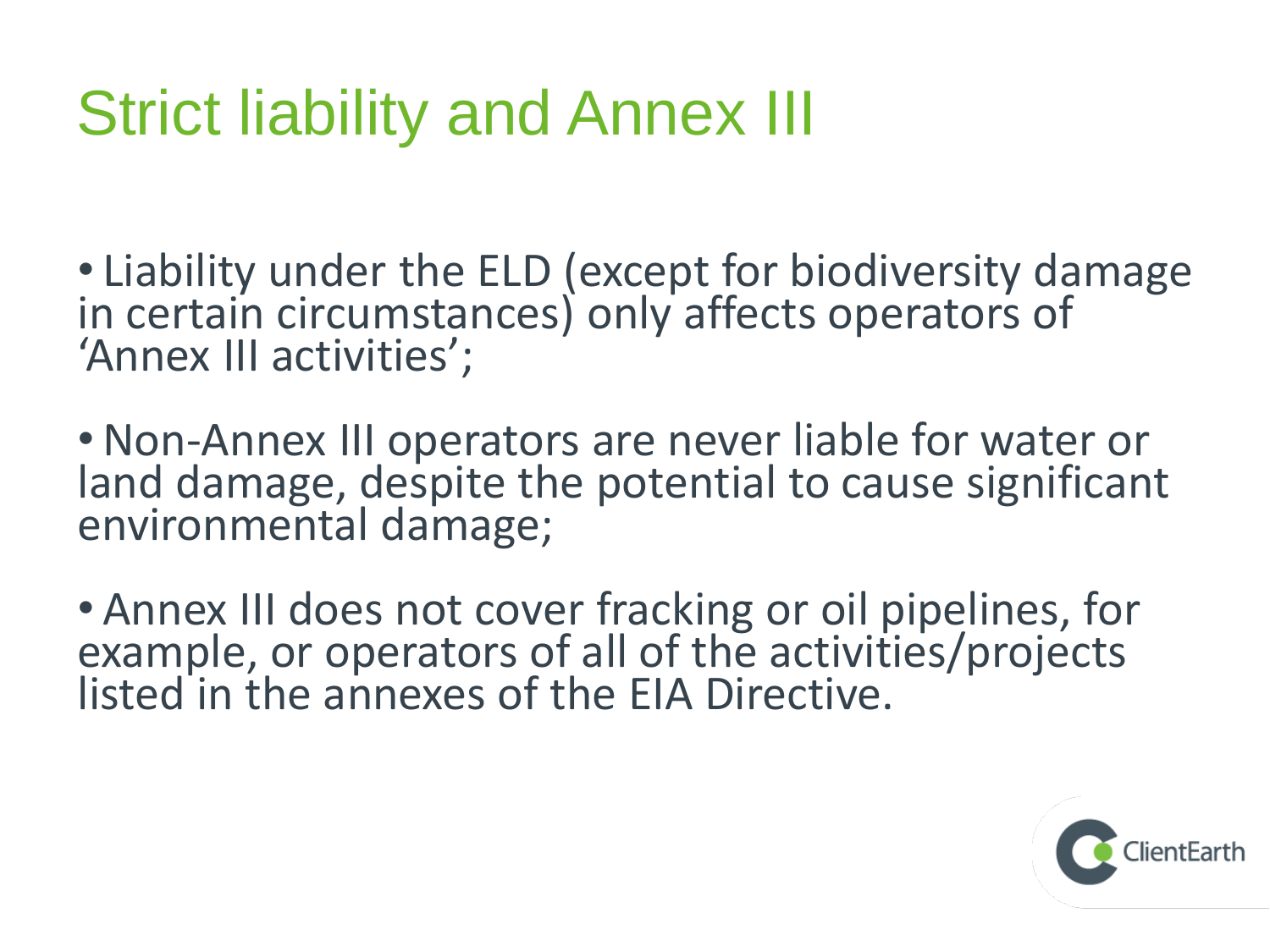# Strict liability and Annex III

- Liability under the ELD (except for biodiversity damage in certain circumstances) only affects operators of 'Annex III activities';
- Non-Annex III operators are never liable for water or land damage, despite the potential to cause significant environmental damage;
- Annex III does not cover fracking or oil pipelines, for example, or operators of all of the activities/projects listed in the annexes of the EIA Directive.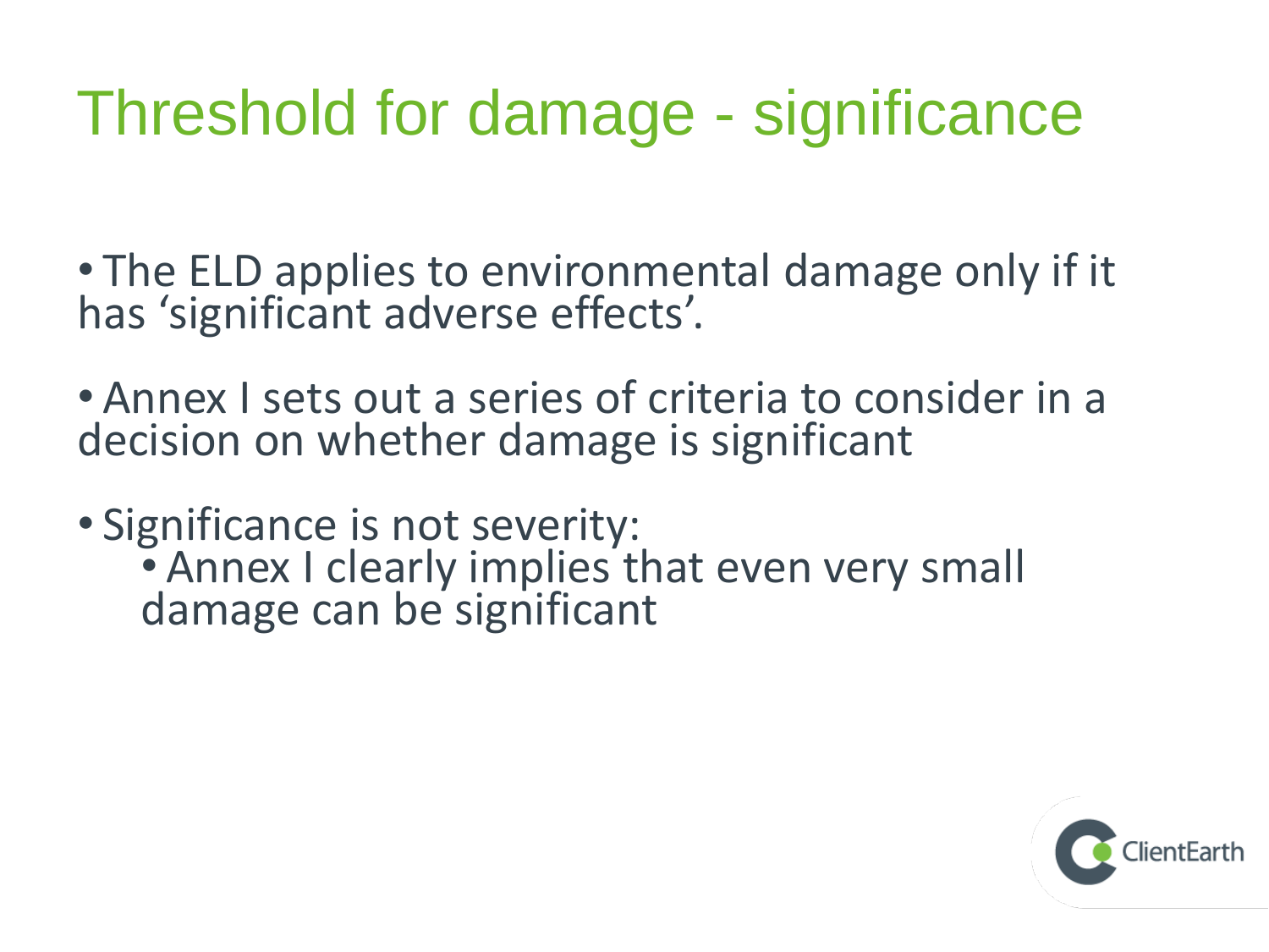# Threshold for damage - significance

- The ELD applies to environmental damage only if it has ‘significant adverse effects’.
- Annex I sets out a series of criteria to consider in a decision on whether damage is significant
- Significance is not severity:
  - Annex I clearly implies that even very small damage can be significant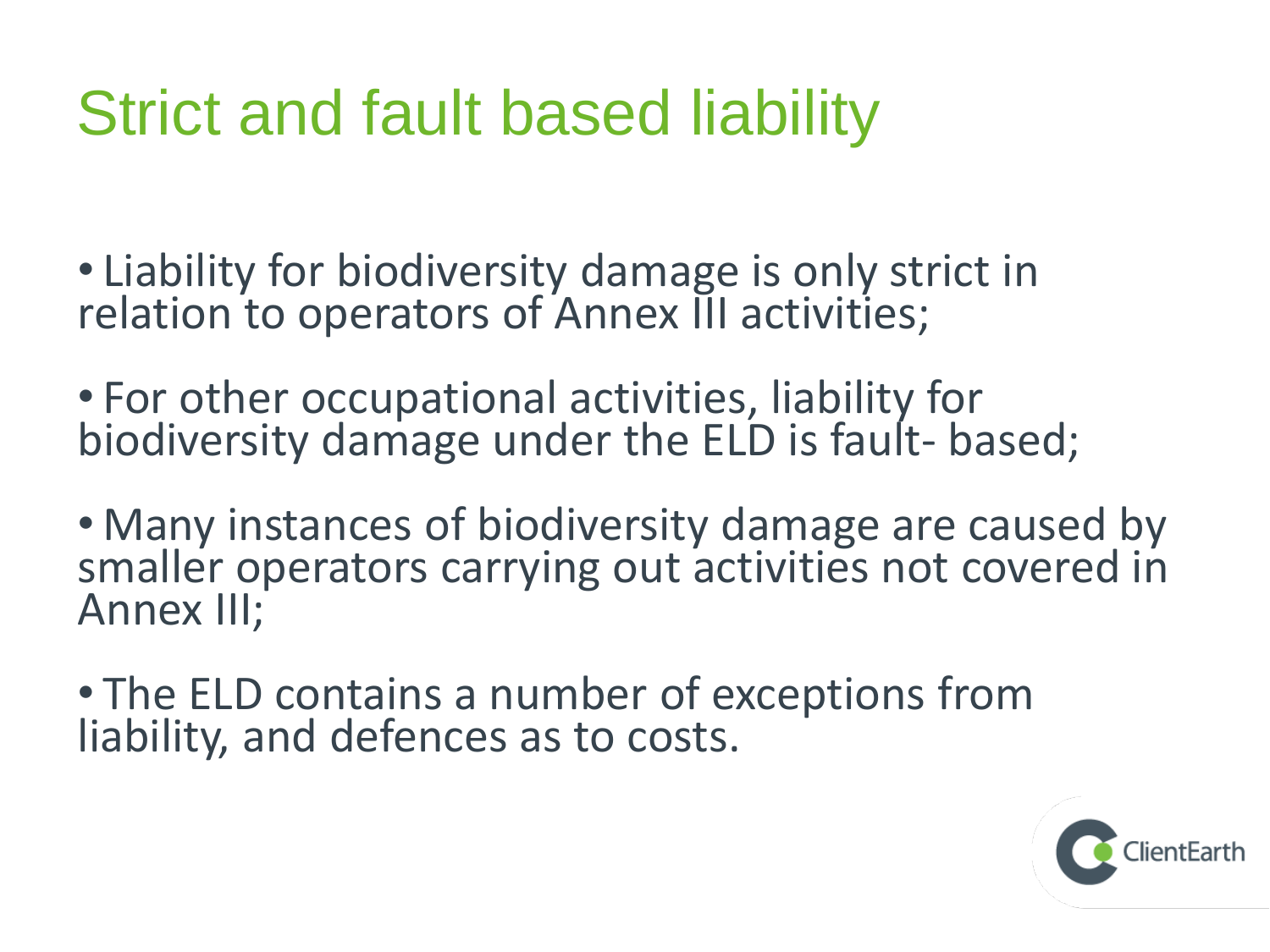# Strict and fault based liability

- Liability for biodiversity damage is only strict in relation to operators of Annex III activities;
- For other occupational activities, liability for biodiversity damage under the ELD is fault- based;
- Many instances of biodiversity damage are caused by smaller operators carrying out activities not covered in Annex III;
- The ELD contains a number of exceptions from liability, and defences as to costs.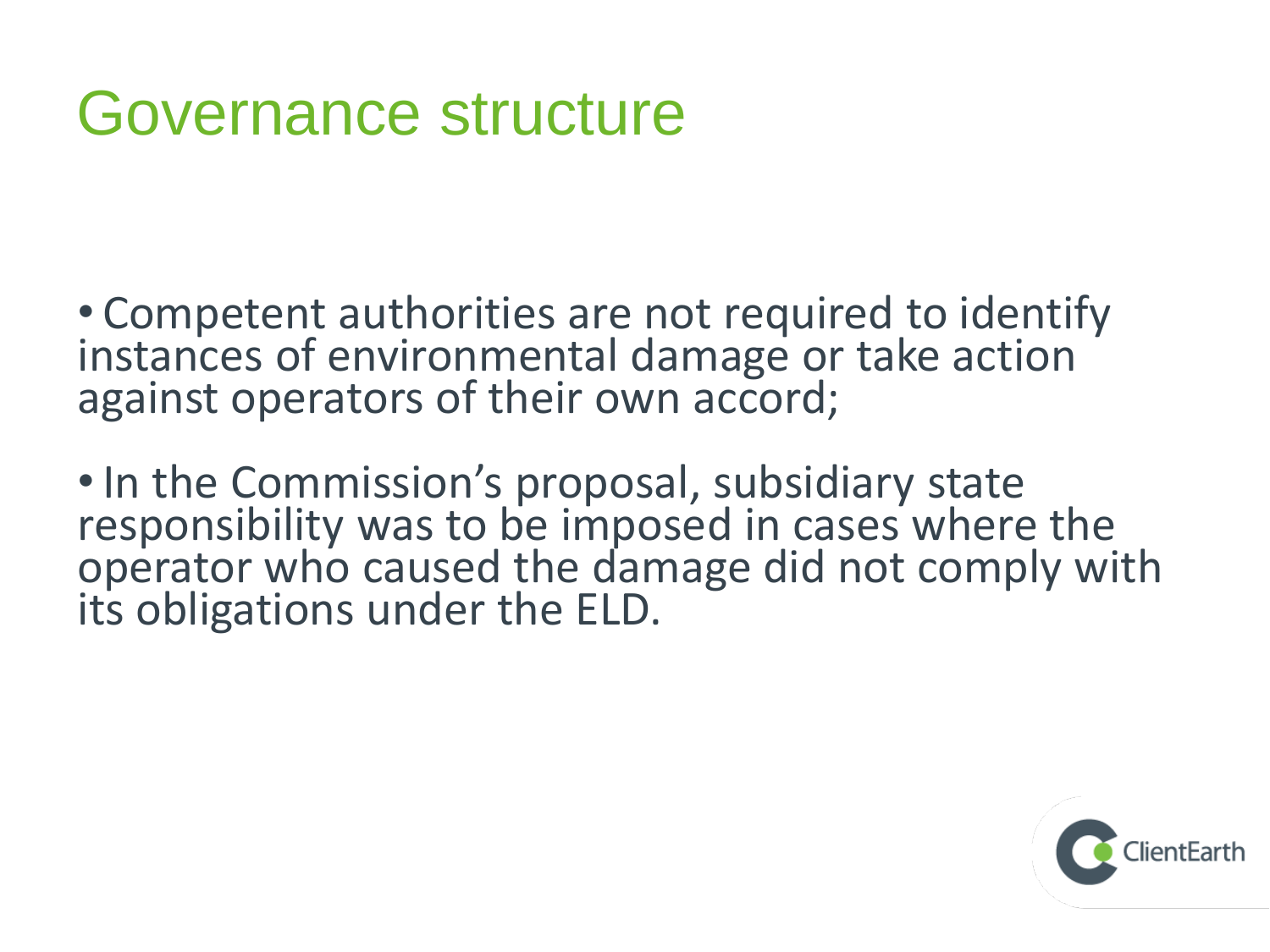# Governance structure

- Competent authorities are not required to identify instances of environmental damage or take action against operators of their own accord;
- In the Commission's proposal, subsidiary state responsibility was to be imposed in cases where the operator who caused the damage did not comply with its obligations under the ELD.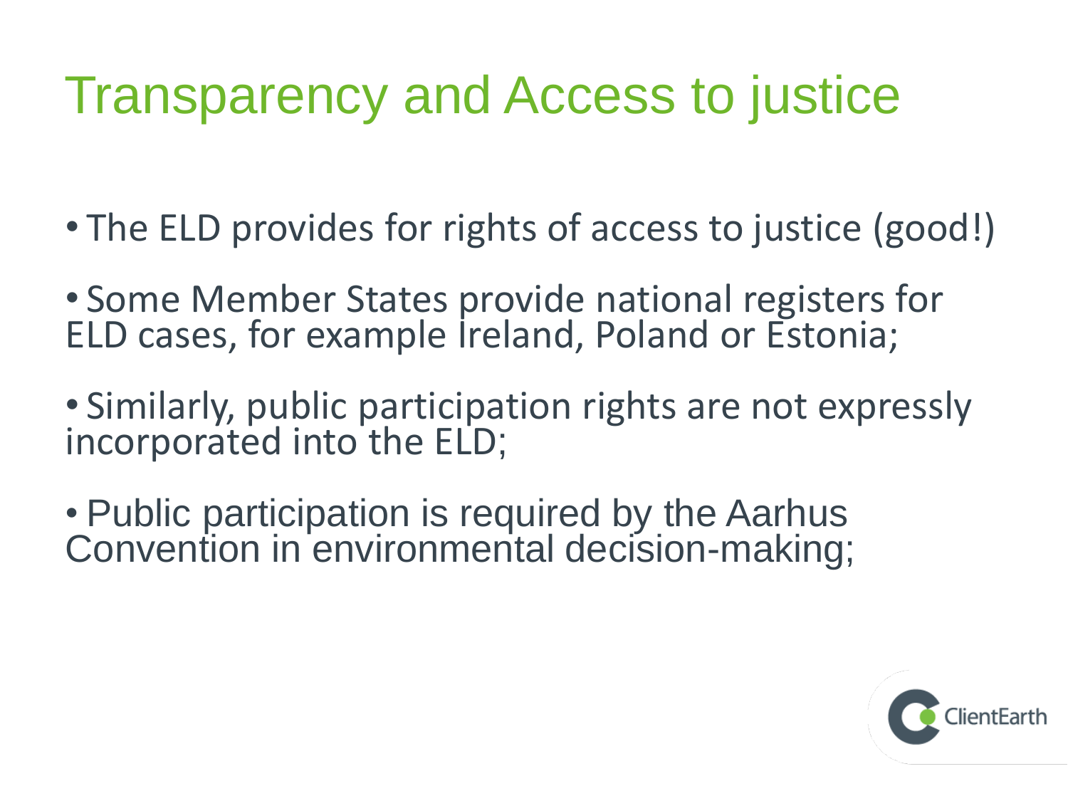# Transparency and Access to justice

- The ELD provides for rights of access to justice (good!)
- Some Member States provide national registers for ELD cases, for example Ireland, Poland or Estonia;
- Similarly, public participation rights are not expressly incorporated into the ELD;
- Public participation is required by the Aarhus Convention in environmental decision-making;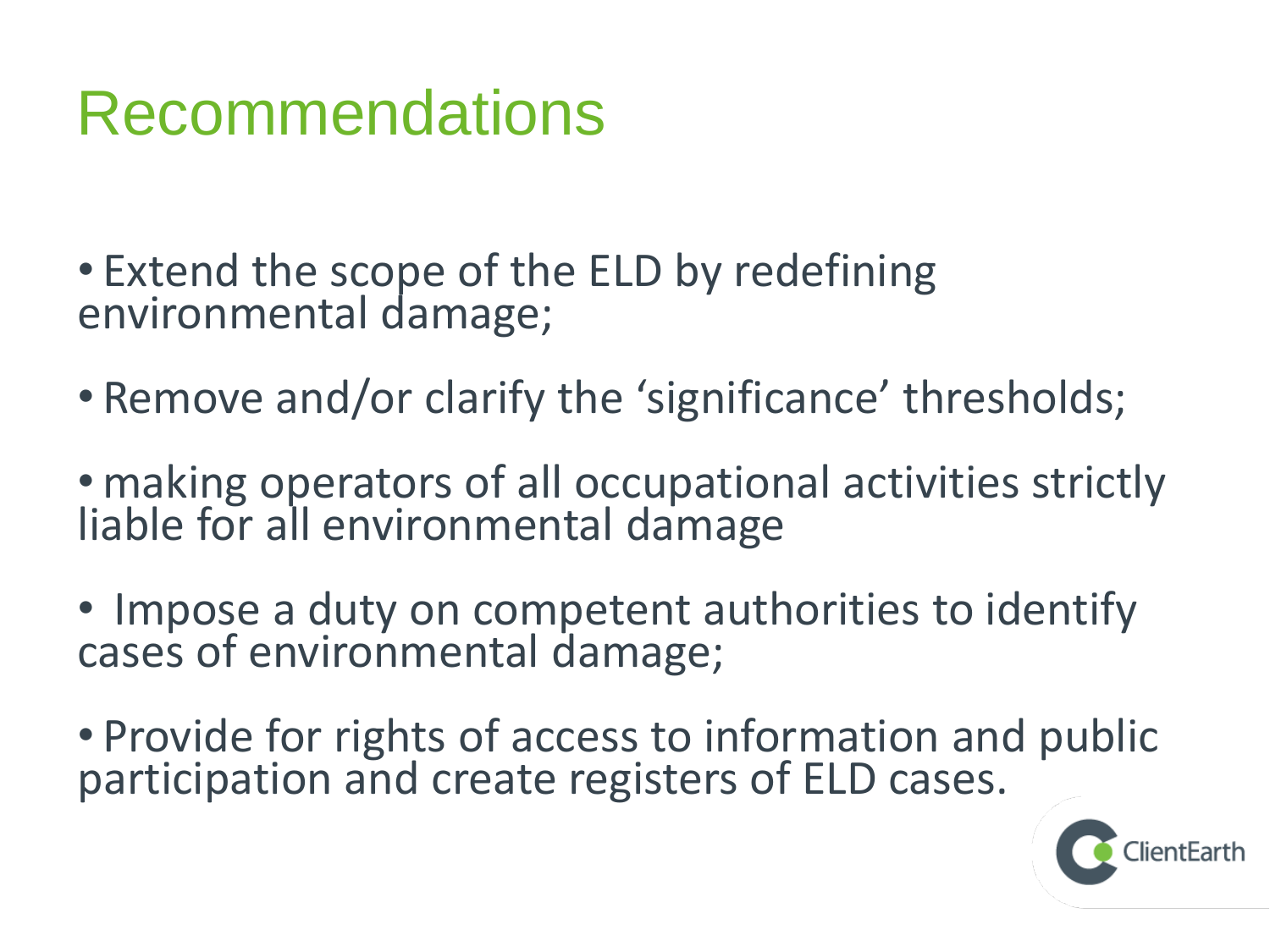# Recommendations

- Extend the scope of the ELD by redefining environmental damage;
- Remove and/or clarify the 'significance' thresholds;
- making operators of all occupational activities strictly liable for all environmental damage
- Impose a duty on competent authorities to identify cases of environmental damage;
- Provide for rights of access to information and public participation and create registers of ELD cases.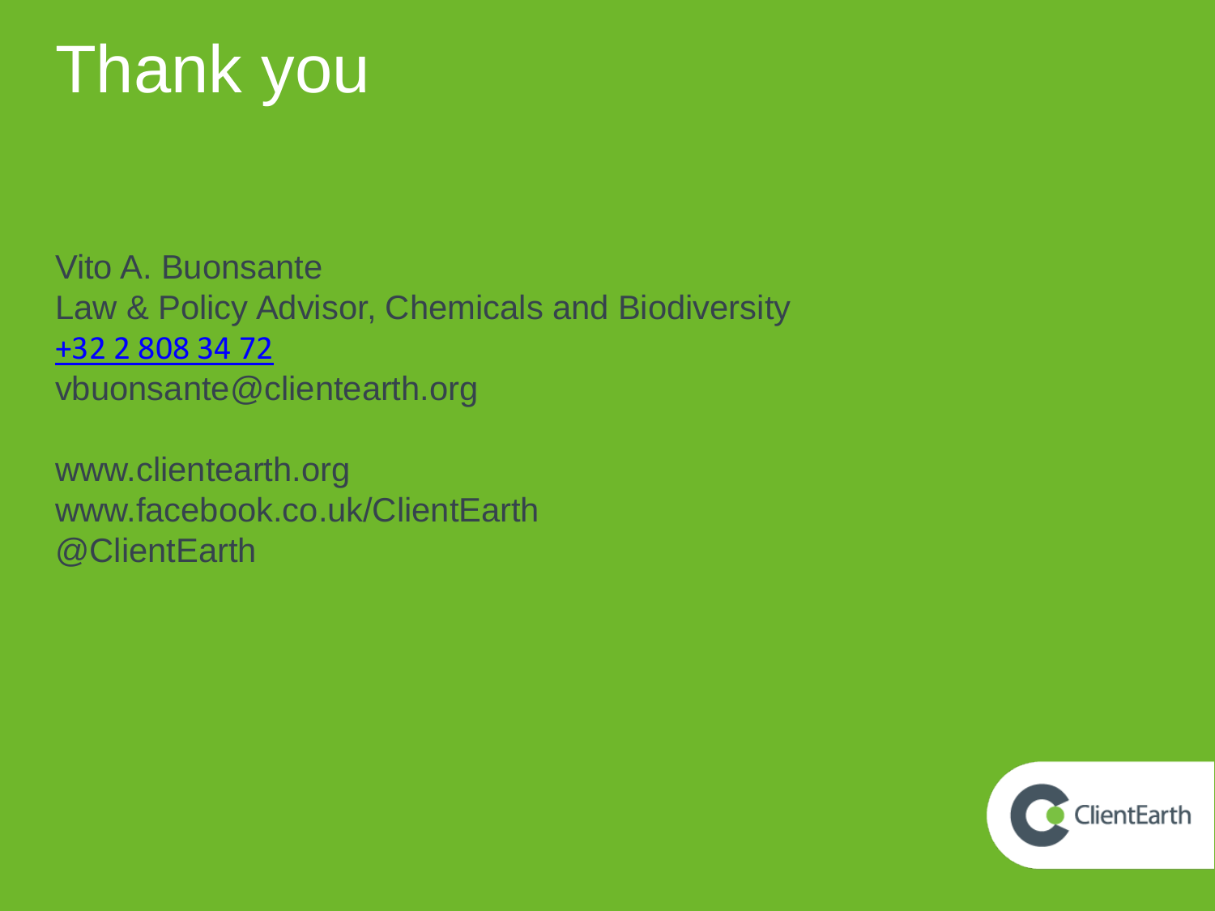# Thank you

Vito A. Buonsante
Law & Policy Advisor, Chemicals and Biodiversity
+32 2 808 34 72
vbuonsante@clientearth.org

www.clientearth.org
www.facebook.co.uk/ClientEarth
@ClientEarth

ClientEarth